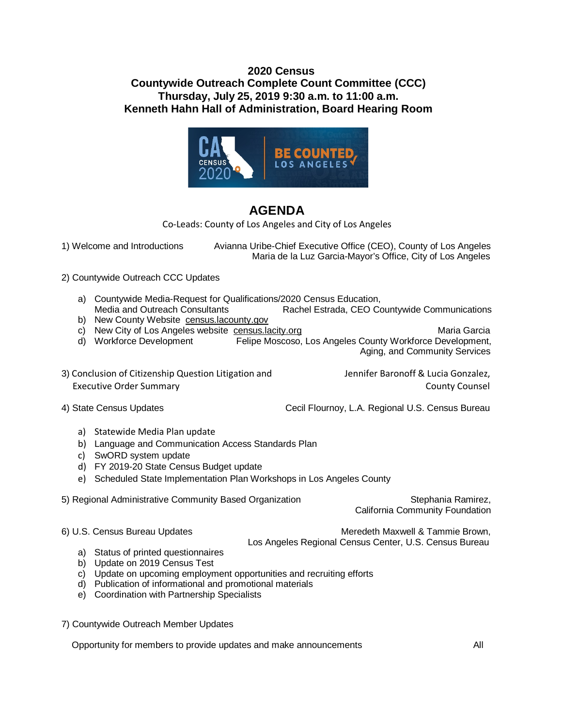**2020 Census**
**Countywide Outreach Complete Count Committee (CCC)**
**Thursday, July 25, 2019 9:30 a.m. to 11:00 a.m.**
**Kenneth Hahn Hall of Administration, Board Hearing Room**

# AGENDA

Co-Leads: County of Los Angeles and City of Los Angeles

1) Welcome and Introductions — Avianna Uribe-Chief Executive Office (CEO), County of Los Angeles; Maria de la Luz Garcia-Mayor's Office, City of Los Angeles

2) Countywide Outreach CCC Updates

   a) Countywide Media-Request for Qualifications/2020 Census Education, Media and Outreach Consultants — Rachel Estrada, CEO Countywide Communications
   b) New County Website census.lacounty.gov
   c) New City of Los Angeles website census.lacity.org — Maria Garcia
   d) Workforce Development — Felipe Moscoso, Los Angeles County Workforce Development, Aging, and Community Services

3) Conclusion of Citizenship Question Litigation and Executive Order Summary — Jennifer Baronoff & Lucia Gonzalez, County Counsel

4) State Census Updates — Cecil Flournoy, L.A. Regional U.S. Census Bureau

   a) Statewide Media Plan update
   b) Language and Communication Access Standards Plan
   c) SwORD system update
   d) FY 2019-20 State Census Budget update
   e) Scheduled State Implementation Plan Workshops in Los Angeles County

5) Regional Administrative Community Based Organization — Stephania Ramirez, California Community Foundation

6) U.S. Census Bureau Updates — Meredeth Maxwell & Tammie Brown, Los Angeles Regional Census Center, U.S. Census Bureau

   a) Status of printed questionnaires
   b) Update on 2019 Census Test
   c) Update on upcoming employment opportunities and recruiting efforts
   d) Publication of informational and promotional materials
   e) Coordination with Partnership Specialists

7) Countywide Outreach Member Updates

   Opportunity for members to provide updates and make announcements — All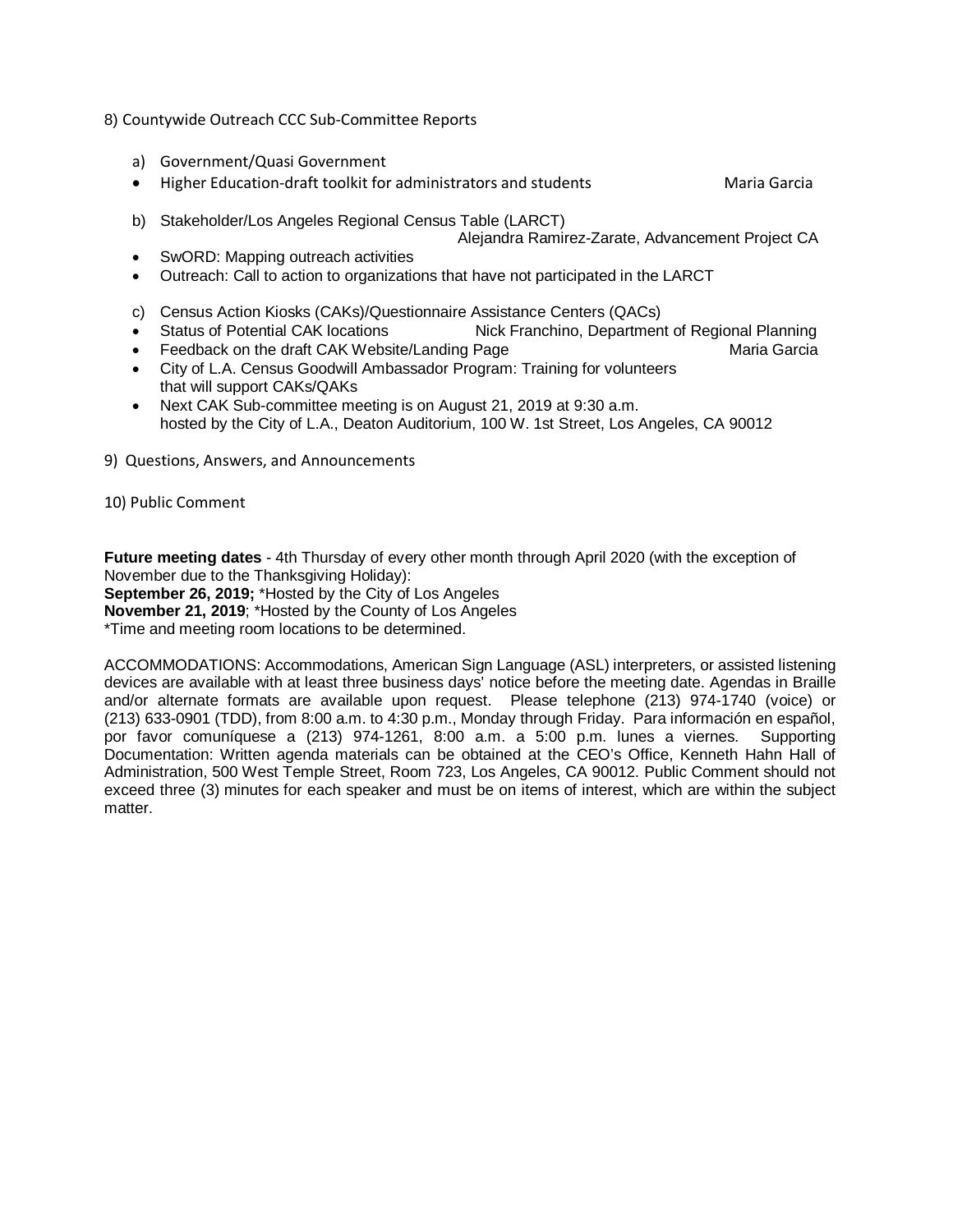8) Countywide Outreach CCC Sub-Committee Reports

a) Government/Quasi Government

- Higher Education-draft toolkit for administrators and students Maria Garcia

b) Stakeholder/Los Angeles Regional Census Table (LARCT)
Alejandra Ramirez-Zarate, Advancement Project CA

- SwORD: Mapping outreach activities
- Outreach: Call to action to organizations that have not participated in the LARCT

c) Census Action Kiosks (CAKs)/Questionnaire Assistance Centers (QACs)

- Status of Potential CAK locations Nick Franchino, Department of Regional Planning
- Feedback on the draft CAK Website/Landing Page Maria Garcia
- City of L.A. Census Goodwill Ambassador Program: Training for volunteers that will support CAKs/QAKs
- Next CAK Sub-committee meeting is on August 21, 2019 at 9:30 a.m. hosted by the City of L.A., Deaton Auditorium, 100 W. 1st Street, Los Angeles, CA 90012

9) Questions, Answers, and Announcements

10) Public Comment

**Future meeting dates** - 4th Thursday of every other month through April 2020 (with the exception of November due to the Thanksgiving Holiday):
**September 26, 2019;** *Hosted by the City of Los Angeles
**November 21, 2019**; *Hosted by the County of Los Angeles
*Time and meeting room locations to be determined.

ACCOMMODATIONS: Accommodations, American Sign Language (ASL) interpreters, or assisted listening devices are available with at least three business days' notice before the meeting date. Agendas in Braille and/or alternate formats are available upon request. Please telephone (213) 974-1740 (voice) or (213) 633-0901 (TDD), from 8:00 a.m. to 4:30 p.m., Monday through Friday. Para información en español, por favor comuníquese a (213) 974-1261, 8:00 a.m. a 5:00 p.m. lunes a viernes. Supporting Documentation: Written agenda materials can be obtained at the CEO's Office, Kenneth Hahn Hall of Administration, 500 West Temple Street, Room 723, Los Angeles, CA 90012. Public Comment should not exceed three (3) minutes for each speaker and must be on items of interest, which are within the subject matter.